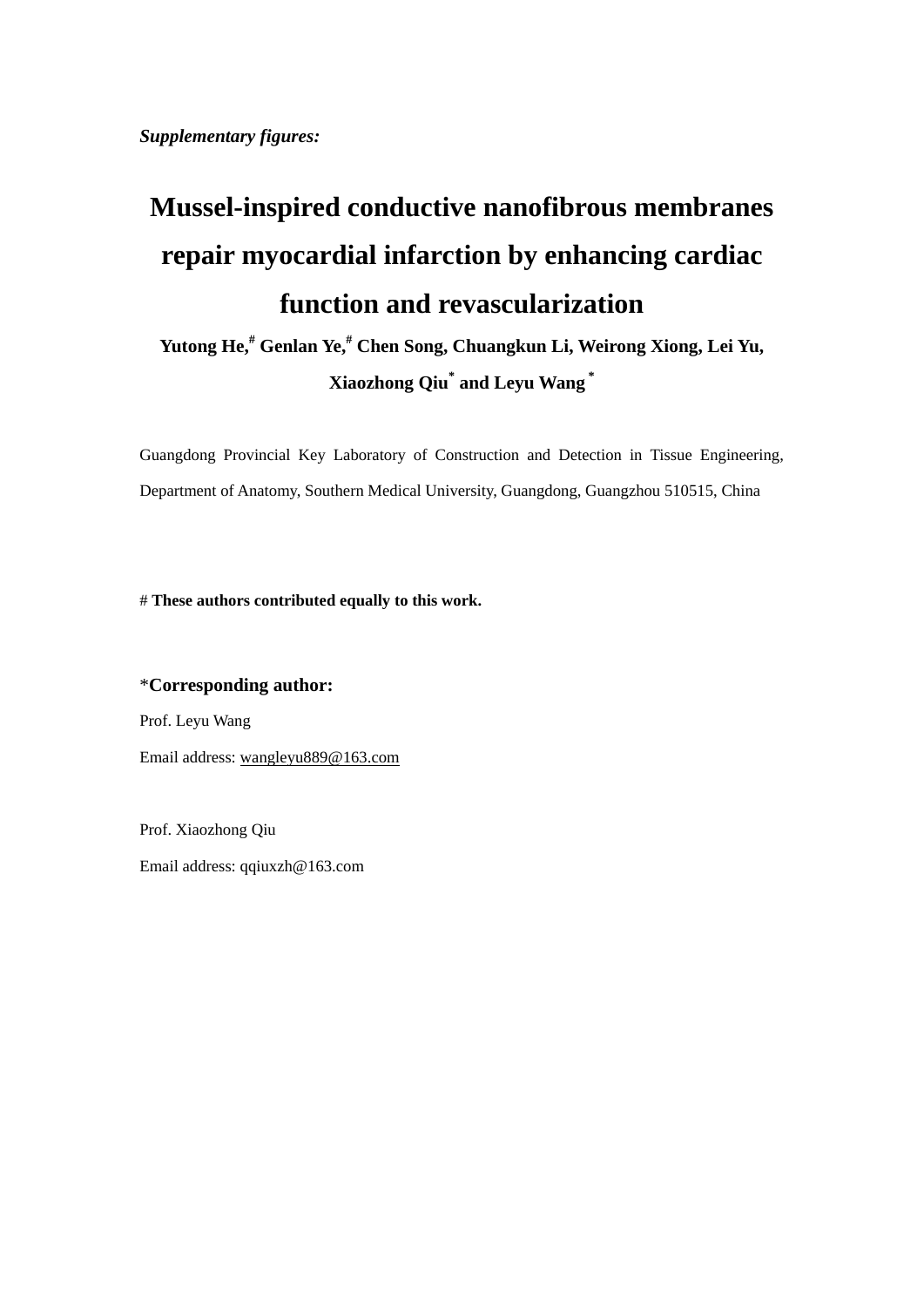*Supplementary figures:*

# Mussel-inspired conductive nanofibrous membranes repair myocardial infarction by enhancing cardiac function and revascularization

**Yutong He,[#] Genlan Ye,[#] Chen Song, Chuangkun Li, Weirong Xiong, Lei Yu, Xiaozhong Qiu[*] and Leyu Wang [*]**

Guangdong Provincial Key Laboratory of Construction and Detection in Tissue Engineering, Department of Anatomy, Southern Medical University, Guangdong, Guangzhou 510515, China

# **These authors contributed equally to this work.**

***Corresponding author:**

Prof. Leyu Wang

Email address: wangleyu889@163.com

Prof. Xiaozhong Qiu

Email address: qqiuxzh@163.com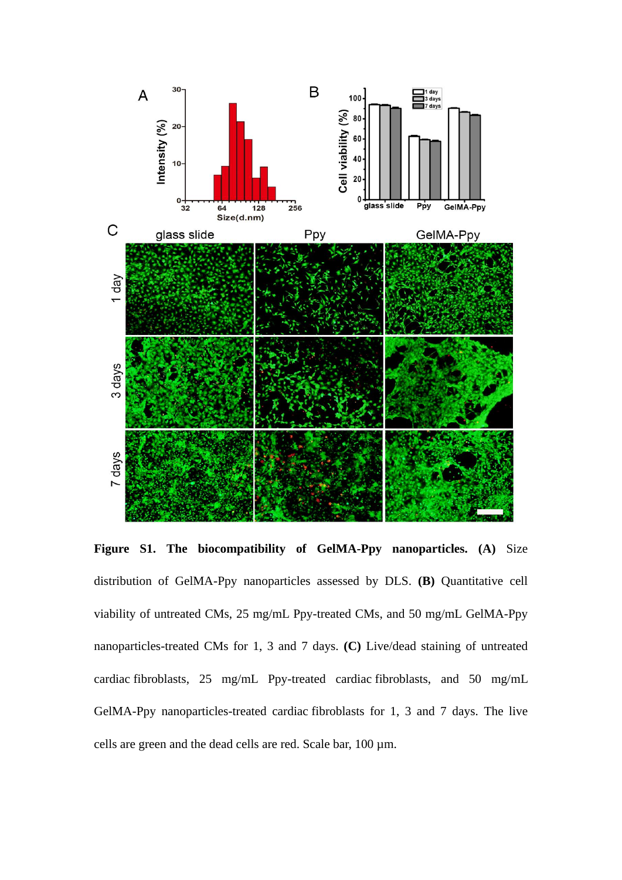**Figure S1. The biocompatibility of GelMA-Ppy nanoparticles. (A)** Size distribution of GelMA-Ppy nanoparticles assessed by DLS. **(B)** Quantitative cell viability of untreated CMs, 25 mg/mL Ppy-treated CMs, and 50 mg/mL GelMA-Ppy nanoparticles-treated CMs for 1, 3 and 7 days. **(C)** Live/dead staining of untreated cardiac fibroblasts, 25 mg/mL Ppy-treated cardiac fibroblasts, and 50 mg/mL GelMA-Ppy nanoparticles-treated cardiac fibroblasts for 1, 3 and 7 days. The live cells are green and the dead cells are red. Scale bar, 100 μm.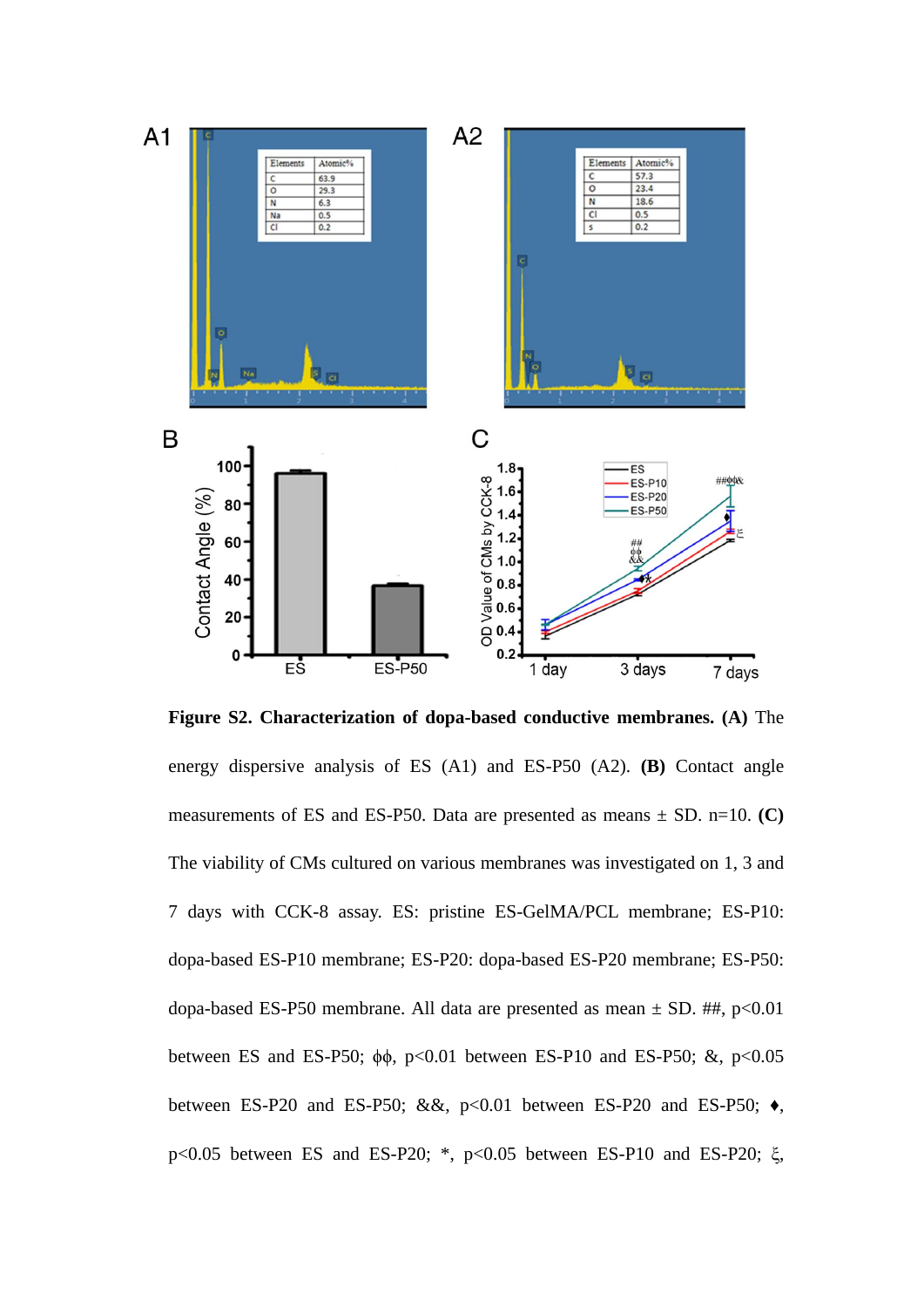**Figure S2. Characterization of dopa-based conductive membranes. (A)** The energy dispersive analysis of ES (A1) and ES-P50 (A2). **(B)** Contact angle measurements of ES and ES-P50. Data are presented as means ± SD. n=10. **(C)** The viability of CMs cultured on various membranes was investigated on 1, 3 and 7 days with CCK-8 assay. ES: pristine ES-GelMA/PCL membrane; ES-P10: dopa-based ES-P10 membrane; ES-P20: dopa-based ES-P20 membrane; ES-P50: dopa-based ES-P50 membrane. All data are presented as mean ± SD. ##, $p<0.01$ between ES and ES-P50; ϕϕ, $p<0.01$ between ES-P10 and ES-P50; &, $p<0.05$ between ES-P20 and ES-P50; &&, $p<0.01$ between ES-P20 and ES-P50; ♦, $p<0.05$ between ES and ES-P20; *, $p<0.05$ between ES-P10 and ES-P20; ξ,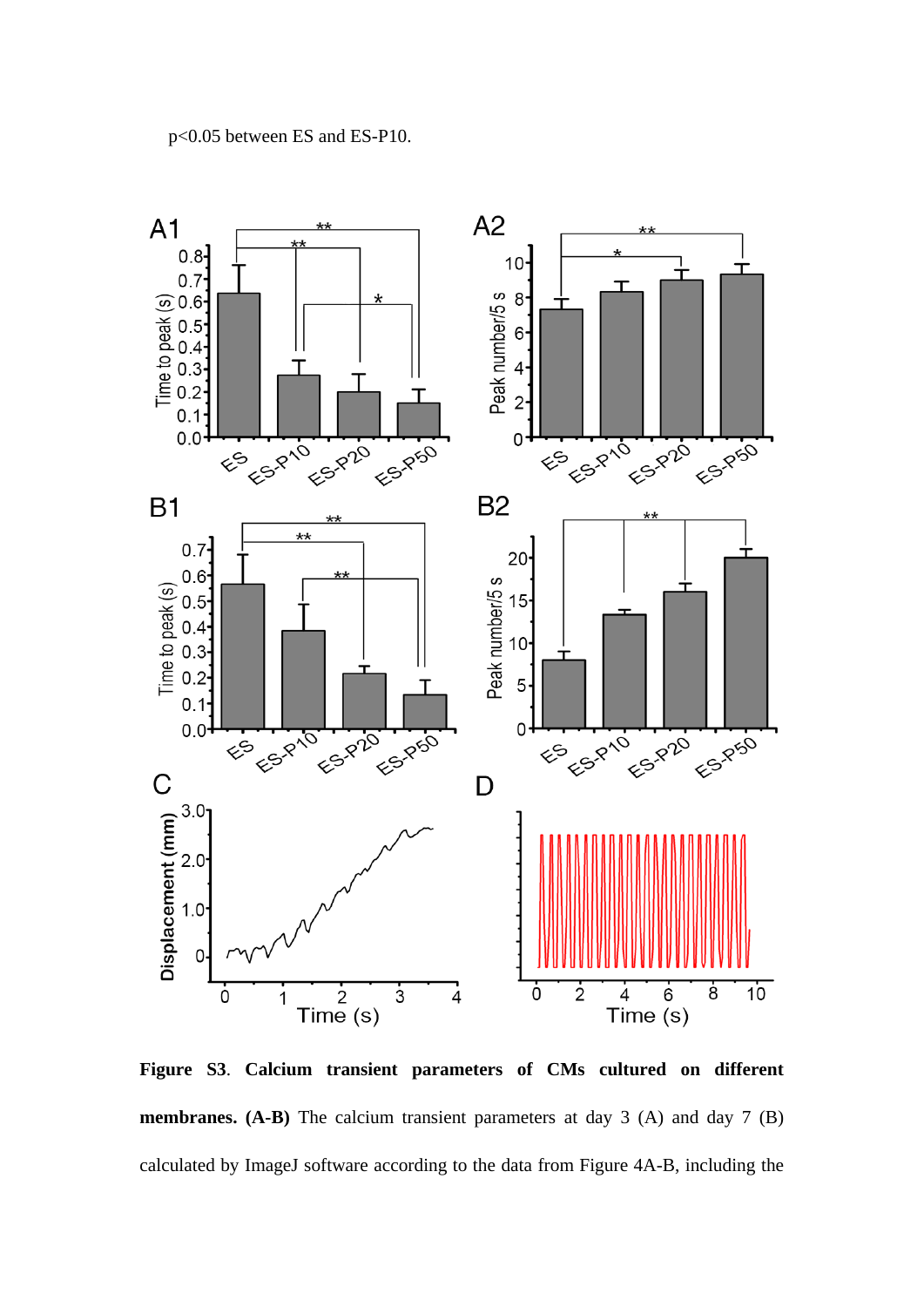p<0.05 between ES and ES-P10.

**Figure S3**. **Calcium transient parameters of CMs cultured on different membranes. (A-B)** The calcium transient parameters at day 3 (A) and day 7 (B) calculated by ImageJ software according to the data from Figure 4A-B, including the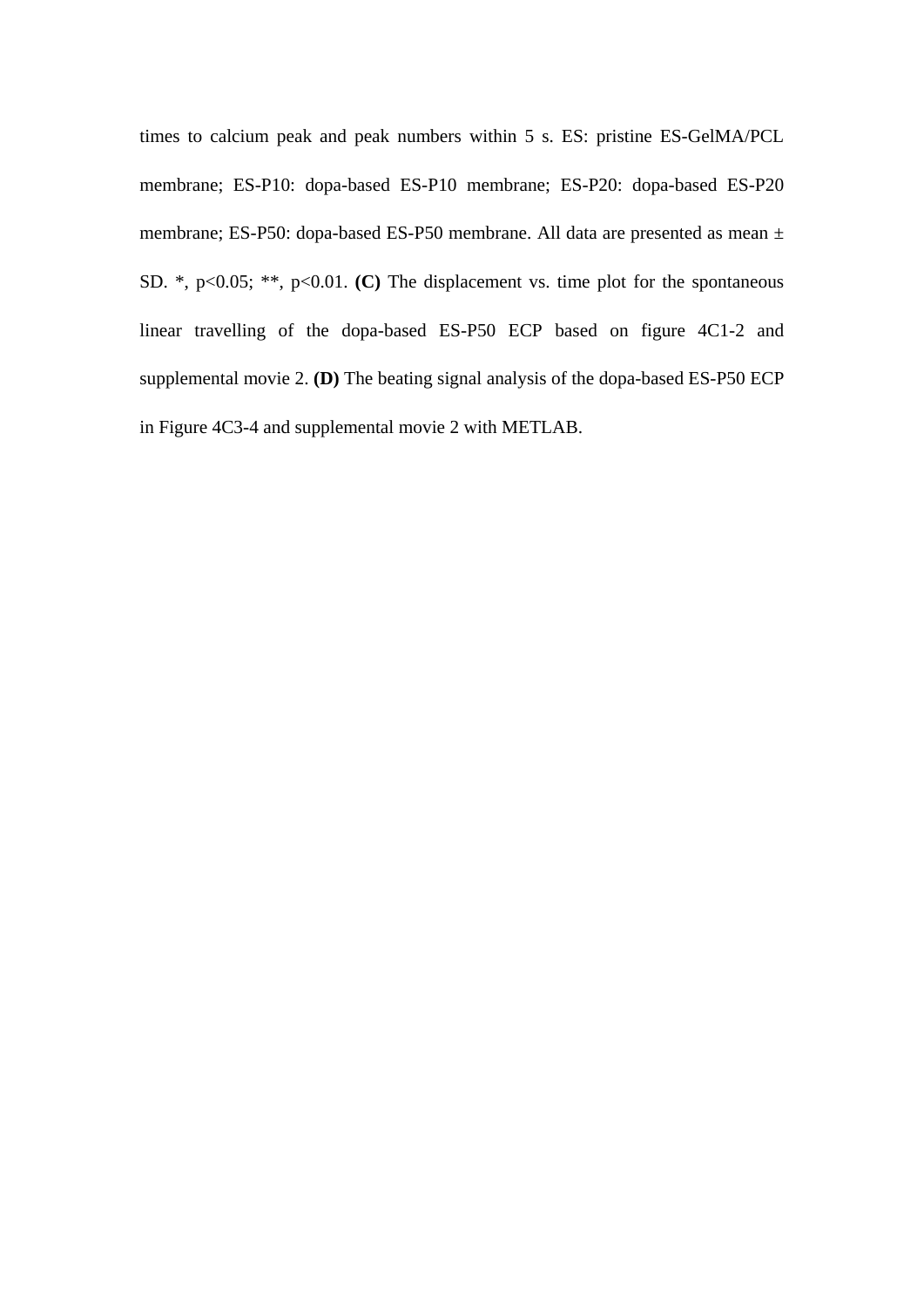times to calcium peak and peak numbers within 5 s. ES: pristine ES-GelMA/PCL membrane; ES-P10: dopa-based ES-P10 membrane; ES-P20: dopa-based ES-P20 membrane; ES-P50: dopa-based ES-P50 membrane. All data are presented as mean ± SD. *, $p<0.05$; **, $p<0.01$. **(C)** The displacement vs. time plot for the spontaneous linear travelling of the dopa-based ES-P50 ECP based on figure 4C1-2 and supplemental movie 2. **(D)** The beating signal analysis of the dopa-based ES-P50 ECP in Figure 4C3-4 and supplemental movie 2 with METLAB.